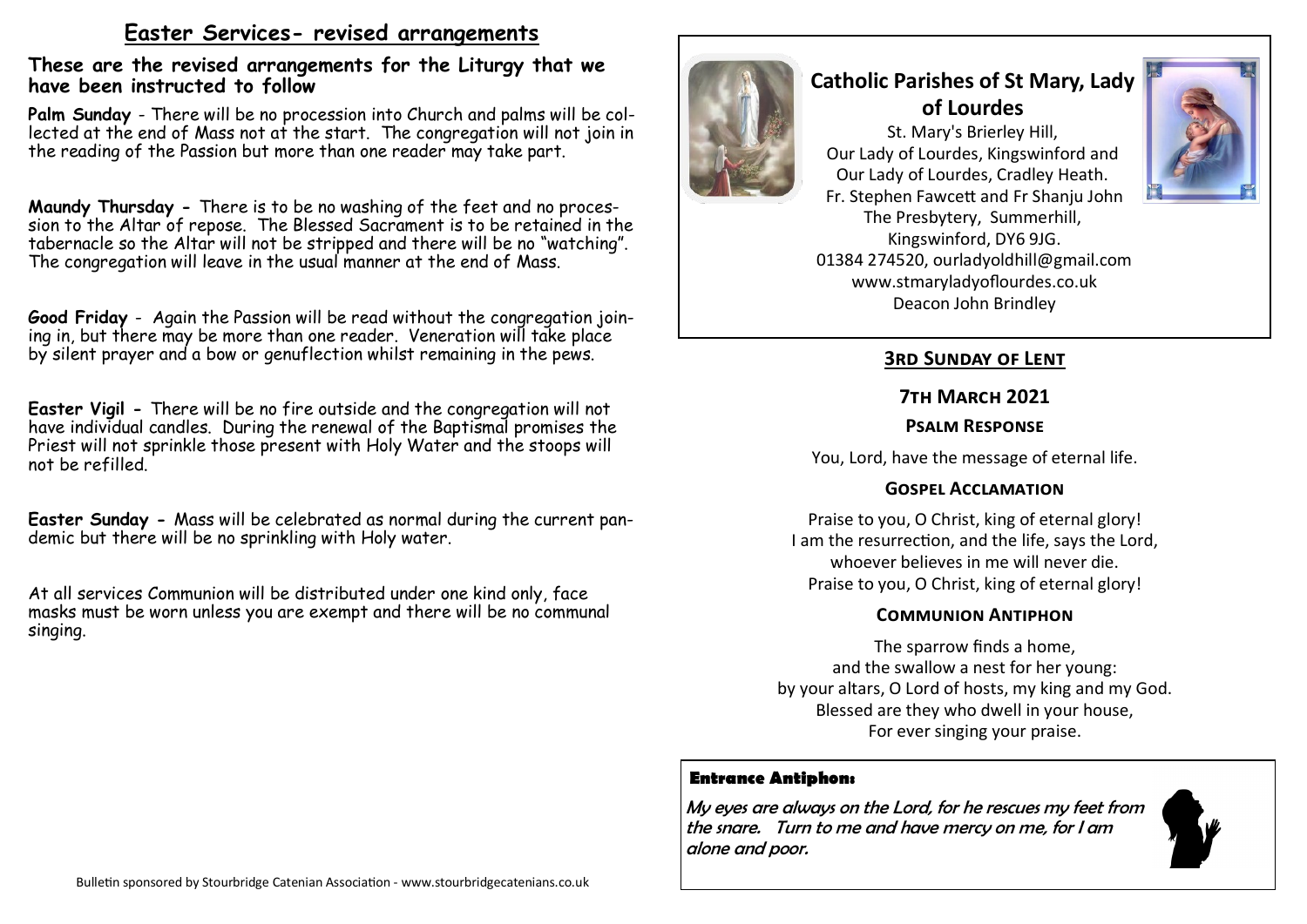## Easter Services- revised arrangements

### These are the revised arrangements for the Liturgy that we have been instructed to follow

**Palm Sunday** - There will be no procession into Church and palms will be collected at the end of Mass not at the start. The congregation will not join in the reading of the Passion but more than one reader may take part.

**Maundy Thursday -** There is to be no washing of the feet and no procession to the Altar of repose. The Blessed Sacrament is to be retained in the tabernacle so the Altar will not be stripped and there will be no "watching". The congregation will leave in the usual manner at the end of Mass.

**Good Friday** - Again the Passion will be read without the congregation joining in, but there may be more than one reader. Veneration will take place by silent prayer and a bow or genuflection whilst remaining in the pews.

**Easter Vigil -** There will be no fire outside and the congregation will not have individual candles. During the renewal of the Baptismal promises the Priest will not sprinkle those present with Holy Water and the stoops will not be refilled.

**Easter Sunday -** Mass will be celebrated as normal during the current pandemic but there will be no sprinkling with Holy water.

At all services Communion will be distributed under one kind only, face masks must be worn unless you are exempt and there will be no communal singing.

Bulletin sponsored by Stourbridge Catenian Association - www.stourbridgecatenians.co.uk

# Catholic Parishes of St Mary, Lady of Lourdes

St. Mary's Brierley Hill,
Our Lady of Lourdes, Kingswinford and
Our Lady of Lourdes, Cradley Heath.
Fr. Stephen Fawcett and Fr Shanju John
The Presbytery, Summerhill,
Kingswinford, DY6 9JG.
01384 274520, ourladyoldhill@gmail.com
www.stmaryladyoflourdes.co.uk
Deacon John Brindley

## 3rd Sunday of Lent

## 7th March 2021

### Psalm Response

You, Lord, have the message of eternal life.

### Gospel Acclamation

Praise to you, O Christ, king of eternal glory!
I am the resurrection, and the life, says the Lord,
whoever believes in me will never die.
Praise to you, O Christ, king of eternal glory!

### Communion Antiphon

The sparrow finds a home,
and the swallow a nest for her young:
by your altars, O Lord of hosts, my king and my God.
Blessed are they who dwell in your house,
For ever singing your praise.

**Entrance Antiphon:**

*My eyes are always on the Lord, for he rescues my feet from the snare. Turn to me and have mercy on me, for I am alone and poor.*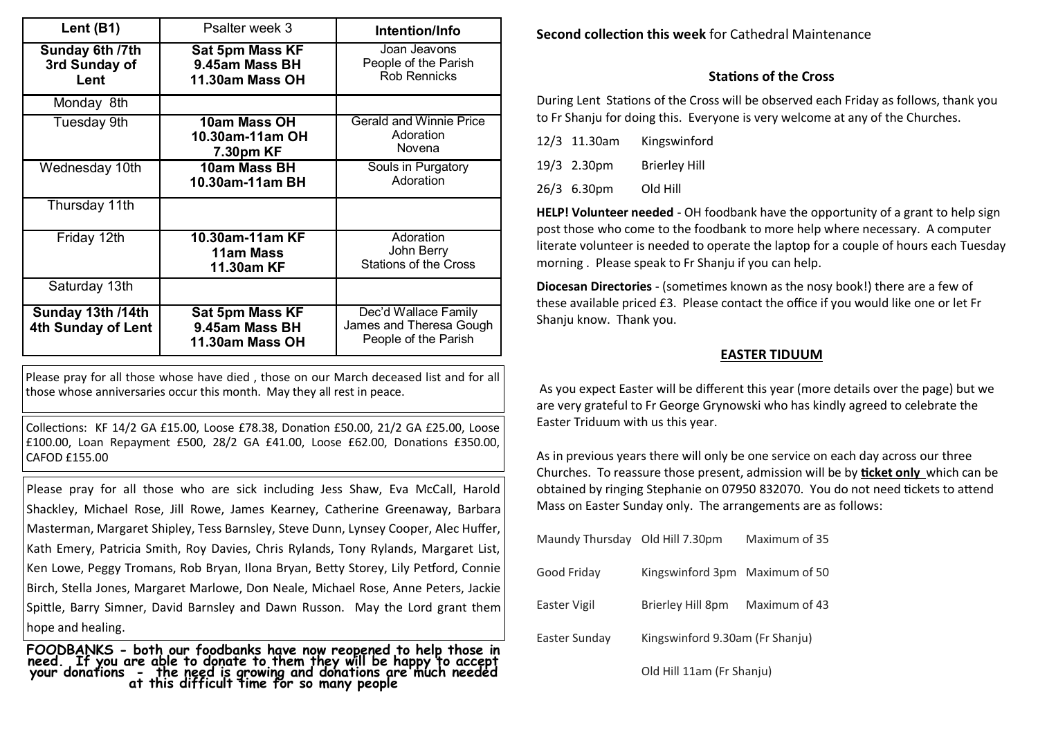| Lent (B1) | Psalter week 3 | Intention/Info |
|---|---|---|
| **Sunday 6th /7th 3rd Sunday of Lent** | **Sat 5pm Mass KF 9.45am Mass BH 11.30am Mass OH** | Joan Jeavons People of the Parish Rob Rennicks |
| Monday 8th | | |
| Tuesday 9th | **10am Mass OH 10.30am-11am OH 7.30pm KF** | Gerald and Winnie Price Adoration Novena |
| Wednesday 10th | **10am Mass BH 10.30am-11am BH** | Souls in Purgatory Adoration |
| Thursday 11th | | |
| Friday 12th | **10.30am-11am KF 11am Mass 11.30am KF** | Adoration John Berry Stations of the Cross |
| Saturday 13th | | |
| **Sunday 13th /14th 4th Sunday of Lent** | **Sat 5pm Mass KF 9.45am Mass BH 11.30am Mass OH** | Dec'd Wallace Family James and Theresa Gough People of the Parish |

Please pray for all those whose have died , those on our March deceased list and for all those whose anniversaries occur this month. May they all rest in peace.

Collections: KF 14/2 GA £15.00, Loose £78.38, Donation £50.00, 21/2 GA £25.00, Loose £100.00, Loan Repayment £500, 28/2 GA £41.00, Loose £62.00, Donations £350.00, CAFOD £155.00

Please pray for all those who are sick including Jess Shaw, Eva McCall, Harold Shackley, Michael Rose, Jill Rowe, James Kearney, Catherine Greenaway, Barbara Masterman, Margaret Shipley, Tess Barnsley, Steve Dunn, Lynsey Cooper, Alec Huffer, Kath Emery, Patricia Smith, Roy Davies, Chris Rylands, Tony Rylands, Margaret List, Ken Lowe, Peggy Tromans, Rob Bryan, Ilona Bryan, Betty Storey, Lily Petford, Connie Birch, Stella Jones, Margaret Marlowe, Don Neale, Michael Rose, Anne Peters, Jackie Spittle, Barry Simner, David Barnsley and Dawn Russon. May the Lord grant them hope and healing.

**FOODBANKS - both our foodbanks have now reopened to help those in need. If you are able to donate to them they will be happy to accept your donations - the need is growing and donations are much needed at this difficult time for so many people**

**Second collection this week** for Cathedral Maintenance

### Stations of the Cross

During Lent Stations of the Cross will be observed each Friday as follows, thank you to Fr Shanju for doing this. Everyone is very welcome at any of the Churches.

| | | |
|---|---|---|
| 12/3 | 11.30am | Kingswinford |
| 19/3 | 2.30pm | Brierley Hill |
| 26/3 | 6.30pm | Old Hill |

**HELP! Volunteer needed** - OH foodbank have the opportunity of a grant to help sign post those who come to the foodbank to more help where necessary. A computer literate volunteer is needed to operate the laptop for a couple of hours each Tuesday morning . Please speak to Fr Shanju if you can help.

**Diocesan Directories** - (sometimes known as the nosy book!) there are a few of these available priced £3. Please contact the office if you would like one or let Fr Shanju know. Thank you.

### EASTER TIDUUM

As you expect Easter will be different this year (more details over the page) but we are very grateful to Fr George Grynowski who has kindly agreed to celebrate the Easter Triduum with us this year.

As in previous years there will only be one service on each day across our three Churches. To reassure those present, admission will be by **ticket only** which can be obtained by ringing Stephanie on 07950 832070. You do not need tickets to attend Mass on Easter Sunday only. The arrangements are as follows:

| | | |
|---|---|---|
| Maundy Thursday | Old Hill 7.30pm | Maximum of 35 |
| Good Friday | Kingswinford 3pm | Maximum of 50 |
| Easter Vigil | Brierley Hill 8pm | Maximum of 43 |
| Easter Sunday | Kingswinford 9.30am (Fr Shanju) | |
| | Old Hill 11am (Fr Shanju) | |